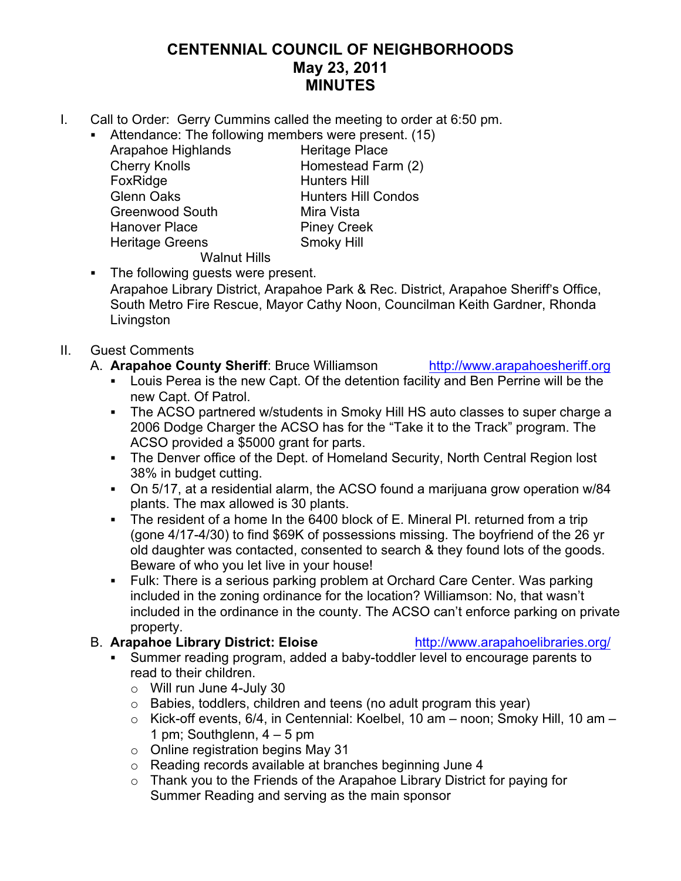# CENTENNIAL COUNCIL OF NEIGHBORHOODS
# May 23, 2011
# MINUTES

I. Call to Order: Gerry Cummins called the meeting to order at 6:50 pm.
   - Attendance: The following members were present. (15)

| | |
|---|---|
| Arapahoe Highlands | Heritage Place |
| Cherry Knolls | Homestead Farm (2) |
| FoxRidge | Hunters Hill |
| Glenn Oaks | Hunters Hill Condos |
| Greenwood South | Mira Vista |
| Hanover Place | Piney Creek |
| Heritage Greens | Smoky Hill |
| Walnut Hills | |

   - The following guests were present.
     Arapahoe Library District, Arapahoe Park & Rec. District, Arapahoe Sheriff's Office, South Metro Fire Rescue, Mayor Cathy Noon, Councilman Keith Gardner, Rhonda Livingston

II. Guest Comments

   A. **Arapahoe County Sheriff**: Bruce Williamson http://www.arapahoesheriff.org
      - Louis Perea is the new Capt. Of the detention facility and Ben Perrine will be the new Capt. Of Patrol.
      - The ACSO partnered w/students in Smoky Hill HS auto classes to super charge a 2006 Dodge Charger the ACSO has for the "Take it to the Track" program. The ACSO provided a $5000 grant for parts.
      - The Denver office of the Dept. of Homeland Security, North Central Region lost 38% in budget cutting.
      - On 5/17, at a residential alarm, the ACSO found a marijuana grow operation w/84 plants. The max allowed is 30 plants.
      - The resident of a home In the 6400 block of E. Mineral Pl. returned from a trip (gone 4/17-4/30) to find $69K of possessions missing. The boyfriend of the 26 yr old daughter was contacted, consented to search & they found lots of the goods. Beware of who you let live in your house!
      - Fulk: There is a serious parking problem at Orchard Care Center. Was parking included in the zoning ordinance for the location? Williamson: No, that wasn't included in the ordinance in the county. The ACSO can't enforce parking on private property.

   B. **Arapahoe Library District: Eloise** http://www.arapahoelibraries.org/
      - Summer reading program, added a baby-toddler level to encourage parents to read to their children.
        - Will run June 4-July 30
        - Babies, toddlers, children and teens (no adult program this year)
        - Kick-off events, 6/4, in Centennial: Koelbel, 10 am – noon; Smoky Hill, 10 am – 1 pm; Southglenn, 4 – 5 pm
        - Online registration begins May 31
        - Reading records available at branches beginning June 4
        - Thank you to the Friends of the Arapahoe Library District for paying for Summer Reading and serving as the main sponsor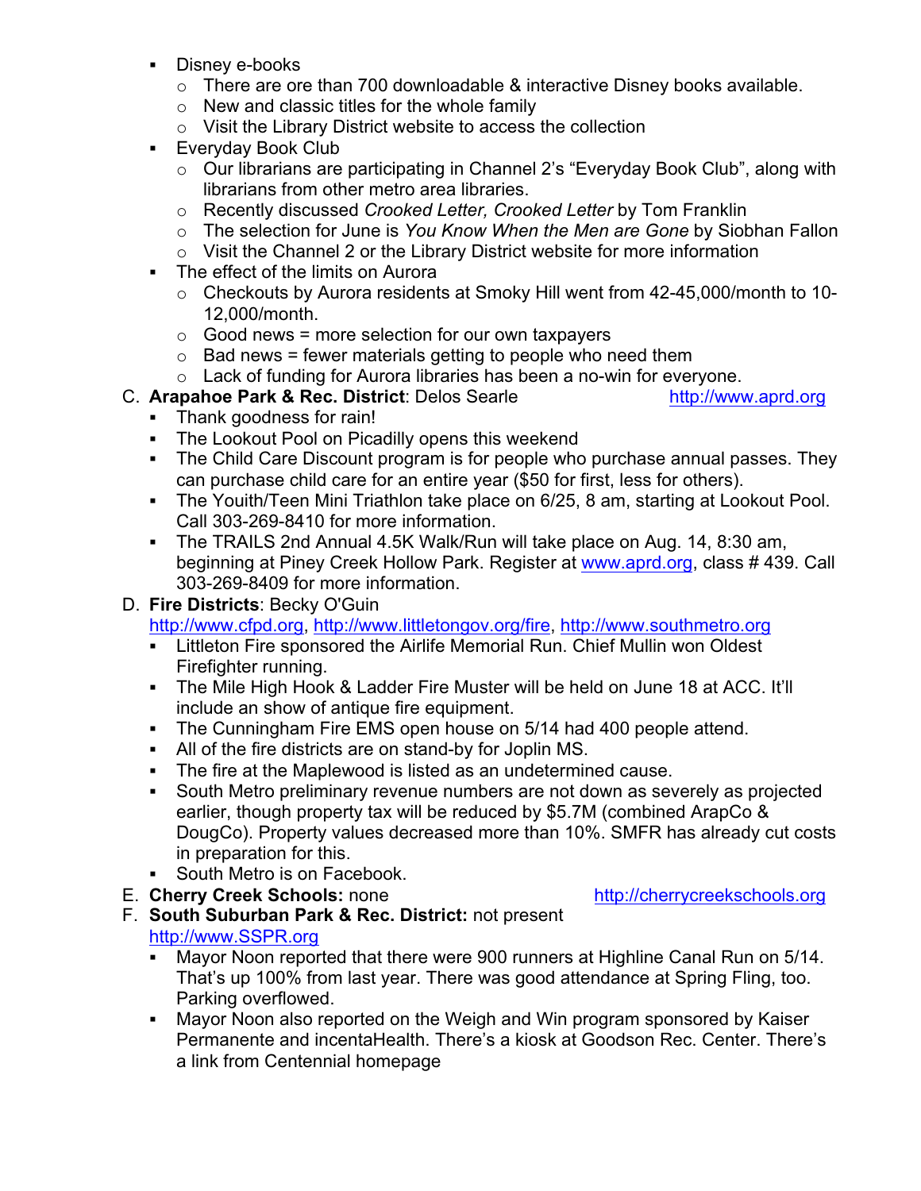- Disney e-books
  - There are ore than 700 downloadable & interactive Disney books available.
  - New and classic titles for the whole family
  - Visit the Library District website to access the collection
- Everyday Book Club
  - Our librarians are participating in Channel 2's "Everyday Book Club", along with librarians from other metro area libraries.
  - Recently discussed *Crooked Letter, Crooked Letter* by Tom Franklin
  - The selection for June is *You Know When the Men are Gone* by Siobhan Fallon
  - Visit the Channel 2 or the Library District website for more information
- The effect of the limits on Aurora
  - Checkouts by Aurora residents at Smoky Hill went from 42-45,000/month to 10-12,000/month.
  - Good news = more selection for our own taxpayers
  - Bad news = fewer materials getting to people who need them
  - Lack of funding for Aurora libraries has been a no-win for everyone.

C. **Arapahoe Park & Rec. District**: Delos Searle http://www.aprd.org

- Thank goodness for rain!
- The Lookout Pool on Picadilly opens this weekend
- The Child Care Discount program is for people who purchase annual passes. They can purchase child care for an entire year ($50 for first, less for others).
- The Youith/Teen Mini Triathlon take place on 6/25, 8 am, starting at Lookout Pool. Call 303-269-8410 for more information.
- The TRAILS 2nd Annual 4.5K Walk/Run will take place on Aug. 14, 8:30 am, beginning at Piney Creek Hollow Park. Register at www.aprd.org, class # 439. Call 303-269-8409 for more information.

D. **Fire Districts**: Becky O'Guin
http://www.cfpd.org, http://www.littletongov.org/fire, http://www.southmetro.org

- Littleton Fire sponsored the Airlife Memorial Run. Chief Mullin won Oldest Firefighter running.
- The Mile High Hook & Ladder Fire Muster will be held on June 18 at ACC. It'll include an show of antique fire equipment.
- The Cunningham Fire EMS open house on 5/14 had 400 people attend.
- All of the fire districts are on stand-by for Joplin MS.
- The fire at the Maplewood is listed as an undetermined cause.
- South Metro preliminary revenue numbers are not down as severely as projected earlier, though property tax will be reduced by $5.7M (combined ArapCo & DougCo). Property values decreased more than 10%. SMFR has already cut costs in preparation for this.
- South Metro is on Facebook.

E. **Cherry Creek Schools:** none http://cherrycreekschools.org

F. **South Suburban Park & Rec. District:** not present
http://www.SSPR.org

- Mayor Noon reported that there were 900 runners at Highline Canal Run on 5/14. That's up 100% from last year. There was good attendance at Spring Fling, too. Parking overflowed.
- Mayor Noon also reported on the Weigh and Win program sponsored by Kaiser Permanente and incentaHealth. There's a kiosk at Goodson Rec. Center. There's a link from Centennial homepage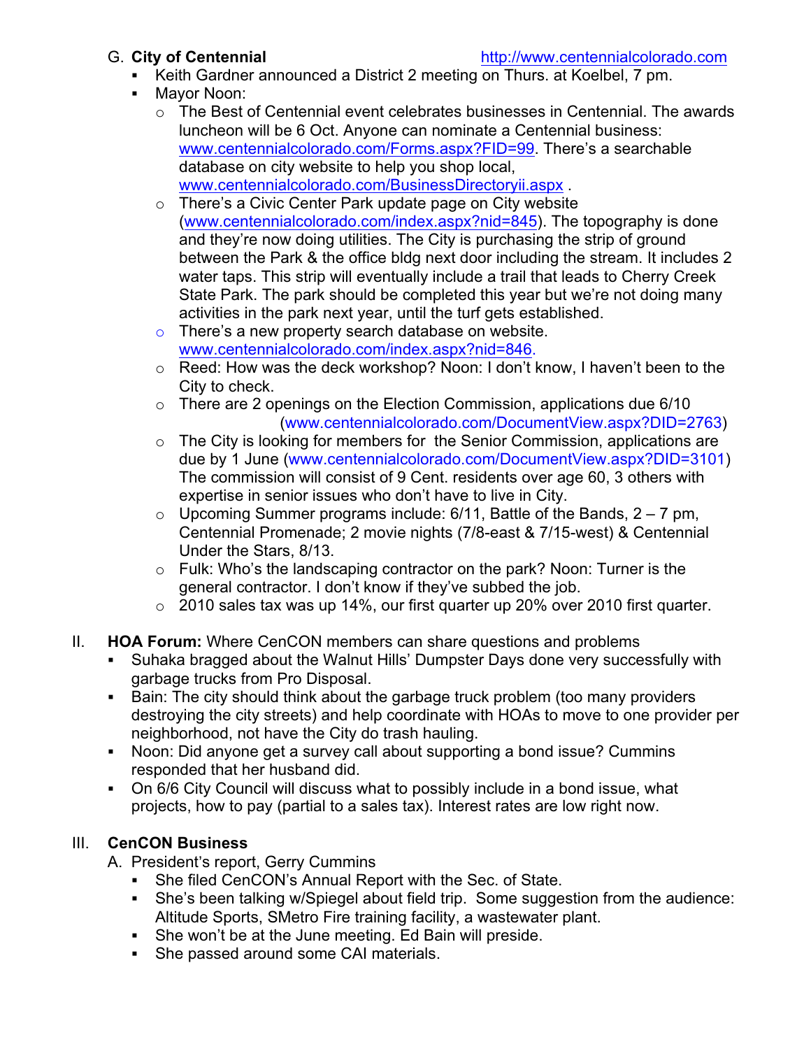G. **City of Centennial** http://www.centennialcolorado.com

- Keith Gardner announced a District 2 meeting on Thurs. at Koelbel, 7 pm.
- Mayor Noon:
  - The Best of Centennial event celebrates businesses in Centennial. The awards luncheon will be 6 Oct. Anyone can nominate a Centennial business: www.centennialcolorado.com/Forms.aspx?FID=99. There's a searchable database on city website to help you shop local, www.centennialcolorado.com/BusinessDirectoryii.aspx .
  - There's a Civic Center Park update page on City website (www.centennialcolorado.com/index.aspx?nid=845). The topography is done and they're now doing utilities. The City is purchasing the strip of ground between the Park & the office bldg next door including the stream. It includes 2 water taps. This strip will eventually include a trail that leads to Cherry Creek State Park. The park should be completed this year but we're not doing many activities in the park next year, until the turf gets established.
  - There's a new property search database on website. www.centennialcolorado.com/index.aspx?nid=846.
  - Reed: How was the deck workshop? Noon: I don't know, I haven't been to the City to check.
  - There are 2 openings on the Election Commission, applications due 6/10 (www.centennialcolorado.com/DocumentView.aspx?DID=2763)
  - The City is looking for members for the Senior Commission, applications are due by 1 June (www.centennialcolorado.com/DocumentView.aspx?DID=3101) The commission will consist of 9 Cent. residents over age 60, 3 others with expertise in senior issues who don't have to live in City.
  - Upcoming Summer programs include: 6/11, Battle of the Bands, 2 – 7 pm, Centennial Promenade; 2 movie nights (7/8-east & 7/15-west) & Centennial Under the Stars, 8/13.
  - Fulk: Who's the landscaping contractor on the park? Noon: Turner is the general contractor. I don't know if they've subbed the job.
  - 2010 sales tax was up 14%, our first quarter up 20% over 2010 first quarter.

II. **HOA Forum:** Where CenCON members can share questions and problems

- Suhaka bragged about the Walnut Hills' Dumpster Days done very successfully with garbage trucks from Pro Disposal.
- Bain: The city should think about the garbage truck problem (too many providers destroying the city streets) and help coordinate with HOAs to move to one provider per neighborhood, not have the City do trash hauling.
- Noon: Did anyone get a survey call about supporting a bond issue? Cummins responded that her husband did.
- On 6/6 City Council will discuss what to possibly include in a bond issue, what projects, how to pay (partial to a sales tax). Interest rates are low right now.

III. **CenCON Business**

A. President's report, Gerry Cummins

- She filed CenCON's Annual Report with the Sec. of State.
- She's been talking w/Spiegel about field trip. Some suggestion from the audience: Altitude Sports, SMetro Fire training facility, a wastewater plant.
- She won't be at the June meeting. Ed Bain will preside.
- She passed around some CAI materials.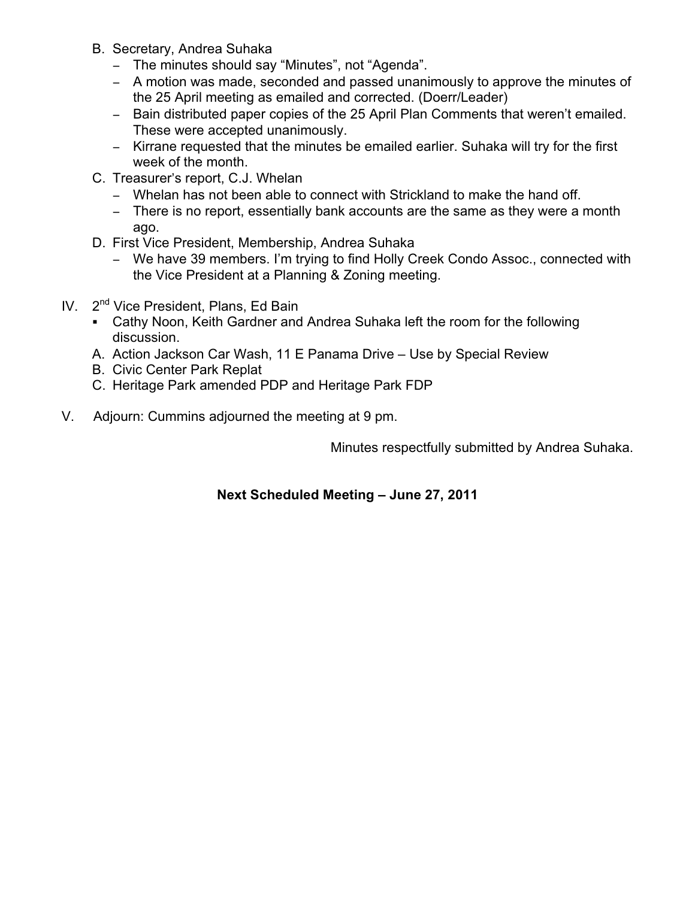B. Secretary, Andrea Suhaka
   - The minutes should say "Minutes", not "Agenda".
   - A motion was made, seconded and passed unanimously to approve the minutes of the 25 April meeting as emailed and corrected. (Doerr/Leader)
   - Bain distributed paper copies of the 25 April Plan Comments that weren't emailed. These were accepted unanimously.
   - Kirrane requested that the minutes be emailed earlier. Suhaka will try for the first week of the month.

C. Treasurer's report, C.J. Whelan
   - Whelan has not been able to connect with Strickland to make the hand off.
   - There is no report, essentially bank accounts are the same as they were a month ago.

D. First Vice President, Membership, Andrea Suhaka
   - We have 39 members. I'm trying to find Holly Creek Condo Assoc., connected with the Vice President at a Planning & Zoning meeting.

IV. 2nd Vice President, Plans, Ed Bain
   - Cathy Noon, Keith Gardner and Andrea Suhaka left the room for the following discussion.

   A. Action Jackson Car Wash, 11 E Panama Drive – Use by Special Review
   B. Civic Center Park Replat
   C. Heritage Park amended PDP and Heritage Park FDP

V. Adjourn: Cummins adjourned the meeting at 9 pm.

Minutes respectfully submitted by Andrea Suhaka.

**Next Scheduled Meeting – June 27, 2011**